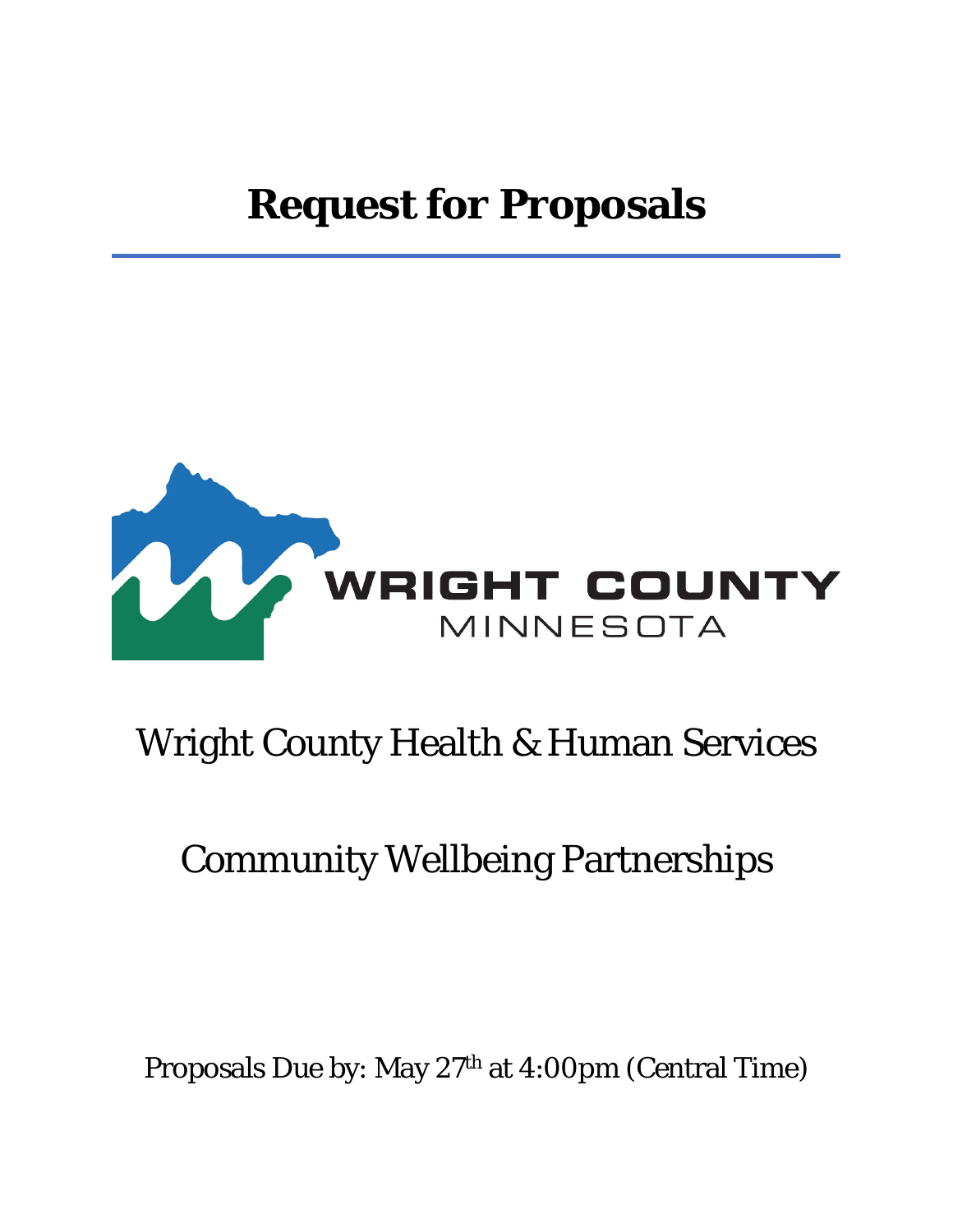# Request for Proposals

WRIGHT COUNTY
MINNESOTA

Wright County Health & Human Services

Community Wellbeing Partnerships

Proposals Due by: May 27th at 4:00pm (Central Time)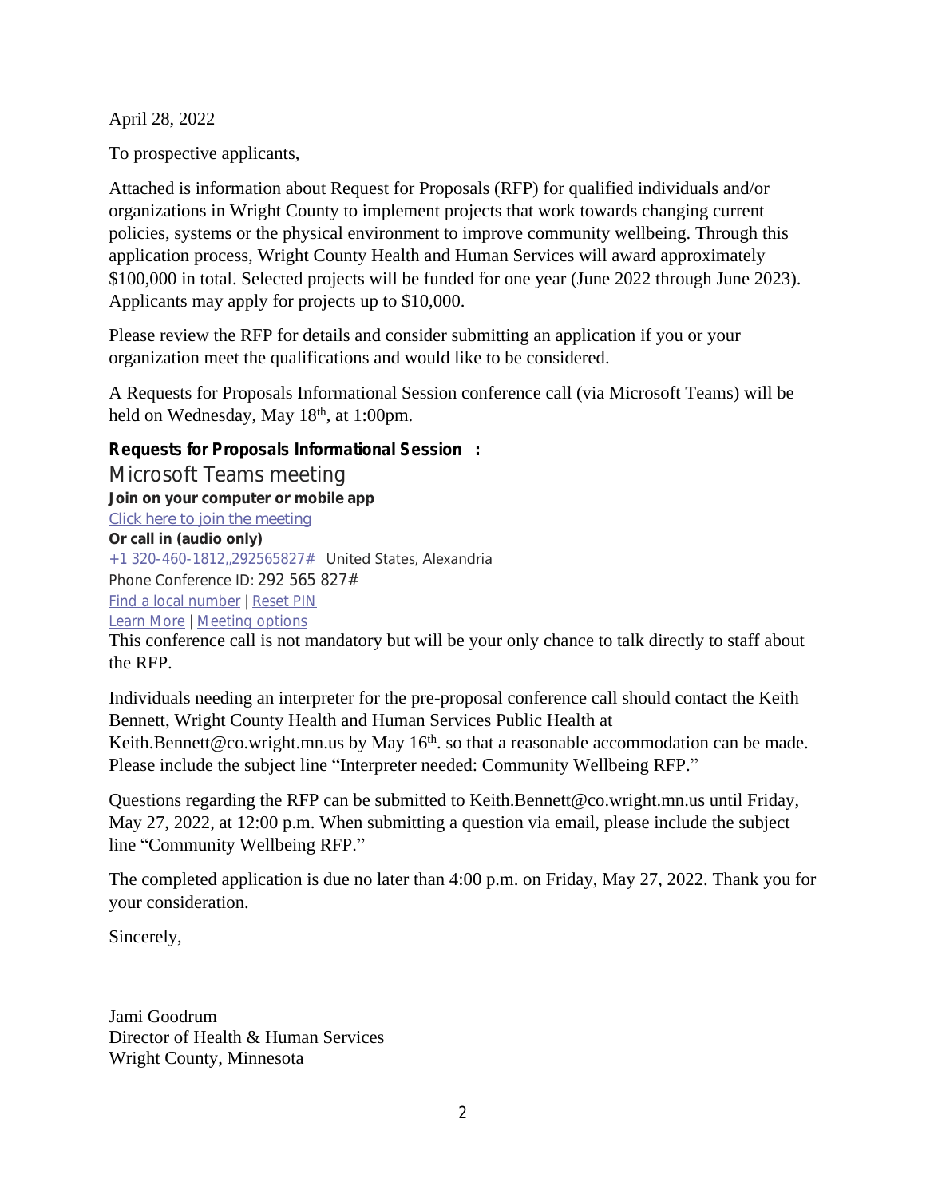April 28, 2022

To prospective applicants,

Attached is information about Request for Proposals (RFP) for qualified individuals and/or organizations in Wright County to implement projects that work towards changing current policies, systems or the physical environment to improve community wellbeing. Through this application process, Wright County Health and Human Services will award approximately $100,000 in total. Selected projects will be funded for one year (June 2022 through June 2023). Applicants may apply for projects up to $10,000.

Please review the RFP for details and consider submitting an application if you or your organization meet the qualifications and would like to be considered.

A Requests for Proposals Informational Session conference call (via Microsoft Teams) will be held on Wednesday, May 18th, at 1:00pm.

**Requests for Proposals Informational Session :**

Microsoft Teams meeting

**Join on your computer or mobile app**

Click here to join the meeting

**Or call in (audio only)**

+1 320-460-1812,,292565827# United States, Alexandria

Phone Conference ID: 292 565 827#

Find a local number | Reset PIN

Learn More | Meeting options

This conference call is not mandatory but will be your only chance to talk directly to staff about the RFP.

Individuals needing an interpreter for the pre-proposal conference call should contact the Keith Bennett, Wright County Health and Human Services Public Health at Keith.Bennett@co.wright.mn.us by May 16th. so that a reasonable accommodation can be made. Please include the subject line "Interpreter needed: Community Wellbeing RFP."

Questions regarding the RFP can be submitted to Keith.Bennett@co.wright.mn.us until Friday, May 27, 2022, at 12:00 p.m. When submitting a question via email, please include the subject line "Community Wellbeing RFP."

The completed application is due no later than 4:00 p.m. on Friday, May 27, 2022. Thank you for your consideration.

Sincerely,

Jami Goodrum
Director of Health & Human Services
Wright County, Minnesota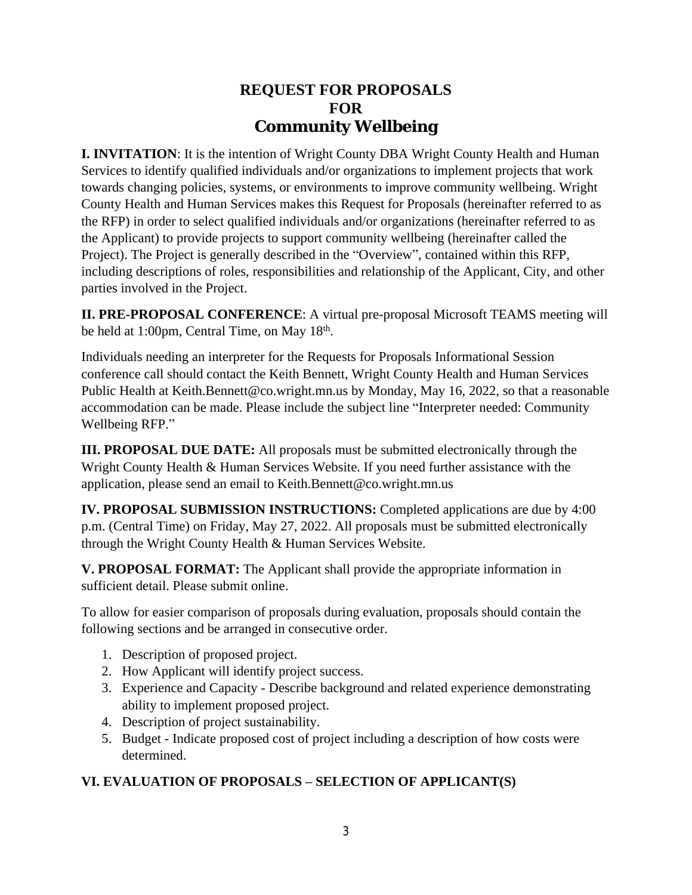# REQUEST FOR PROPOSALS
# FOR
# Community Wellbeing

**I. INVITATION**: It is the intention of Wright County DBA Wright County Health and Human Services to identify qualified individuals and/or organizations to implement projects that work towards changing policies, systems, or environments to improve community wellbeing. Wright County Health and Human Services makes this Request for Proposals (hereinafter referred to as the RFP) in order to select qualified individuals and/or organizations (hereinafter referred to as the Applicant) to provide projects to support community wellbeing (hereinafter called the Project). The Project is generally described in the "Overview", contained within this RFP, including descriptions of roles, responsibilities and relationship of the Applicant, City, and other parties involved in the Project.

**II. PRE-PROPOSAL CONFERENCE**: A virtual pre-proposal Microsoft TEAMS meeting will be held at 1:00pm, Central Time, on May 18th.

Individuals needing an interpreter for the Requests for Proposals Informational Session conference call should contact the Keith Bennett, Wright County Health and Human Services Public Health at Keith.Bennett@co.wright.mn.us by Monday, May 16, 2022, so that a reasonable accommodation can be made. Please include the subject line "Interpreter needed: Community Wellbeing RFP."

**III. PROPOSAL DUE DATE:** All proposals must be submitted electronically through the Wright County Health & Human Services Website. If you need further assistance with the application, please send an email to Keith.Bennett@co.wright.mn.us

**IV. PROPOSAL SUBMISSION INSTRUCTIONS:** Completed applications are due by 4:00 p.m. (Central Time) on Friday, May 27, 2022. All proposals must be submitted electronically through the Wright County Health & Human Services Website.

**V. PROPOSAL FORMAT:** The Applicant shall provide the appropriate information in sufficient detail. Please submit online.

To allow for easier comparison of proposals during evaluation, proposals should contain the following sections and be arranged in consecutive order.

1. Description of proposed project.
2. How Applicant will identify project success.
3. Experience and Capacity - Describe background and related experience demonstrating ability to implement proposed project.
4. Description of project sustainability.
5. Budget - Indicate proposed cost of project including a description of how costs were determined.

**VI. EVALUATION OF PROPOSALS – SELECTION OF APPLICANT(S)**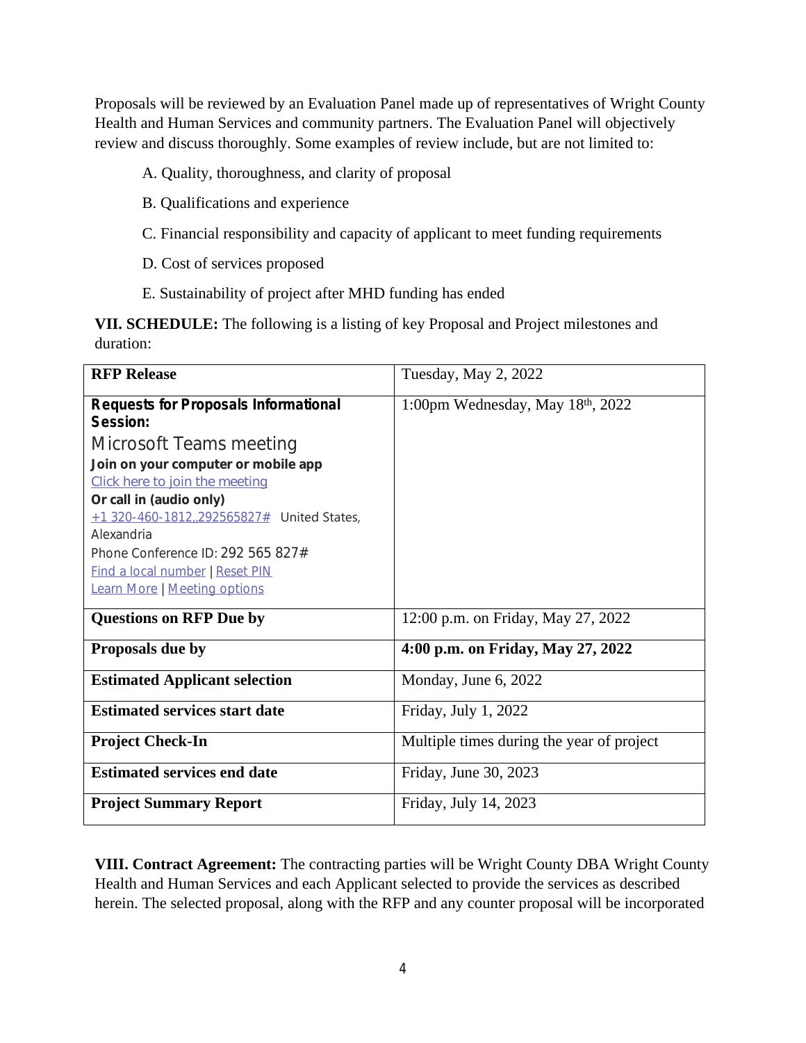Proposals will be reviewed by an Evaluation Panel made up of representatives of Wright County Health and Human Services and community partners. The Evaluation Panel will objectively review and discuss thoroughly. Some examples of review include, but are not limited to:

A. Quality, thoroughness, and clarity of proposal

B. Qualifications and experience

C. Financial responsibility and capacity of applicant to meet funding requirements

D. Cost of services proposed

E. Sustainability of project after MHD funding has ended

**VII. SCHEDULE:** The following is a listing of key Proposal and Project milestones and duration:

| **RFP Release** | Tuesday, May 2, 2022 |
|---|---|
| **Requests for Proposals Informational Session:**<br>Microsoft Teams meeting<br>**Join on your computer or mobile app**<br>Click here to join the meeting<br>**Or call in (audio only)**<br>+1 320-460-1812,,292565827# United States, Alexandria<br>Phone Conference ID: 292 565 827#<br>Find a local number \| Reset PIN<br>Learn More \| Meeting options | 1:00pm Wednesday, May 18th, 2022 |
| **Questions on RFP Due by** | 12:00 p.m. on Friday, May 27, 2022 |
| **Proposals due by** | **4:00 p.m. on Friday, May 27, 2022** |
| **Estimated Applicant selection** | Monday, June 6, 2022 |
| **Estimated services start date** | Friday, July 1, 2022 |
| **Project Check-In** | Multiple times during the year of project |
| **Estimated services end date** | Friday, June 30, 2023 |
| **Project Summary Report** | Friday, July 14, 2023 |

**VIII. Contract Agreement:** The contracting parties will be Wright County DBA Wright County Health and Human Services and each Applicant selected to provide the services as described herein. The selected proposal, along with the RFP and any counter proposal will be incorporated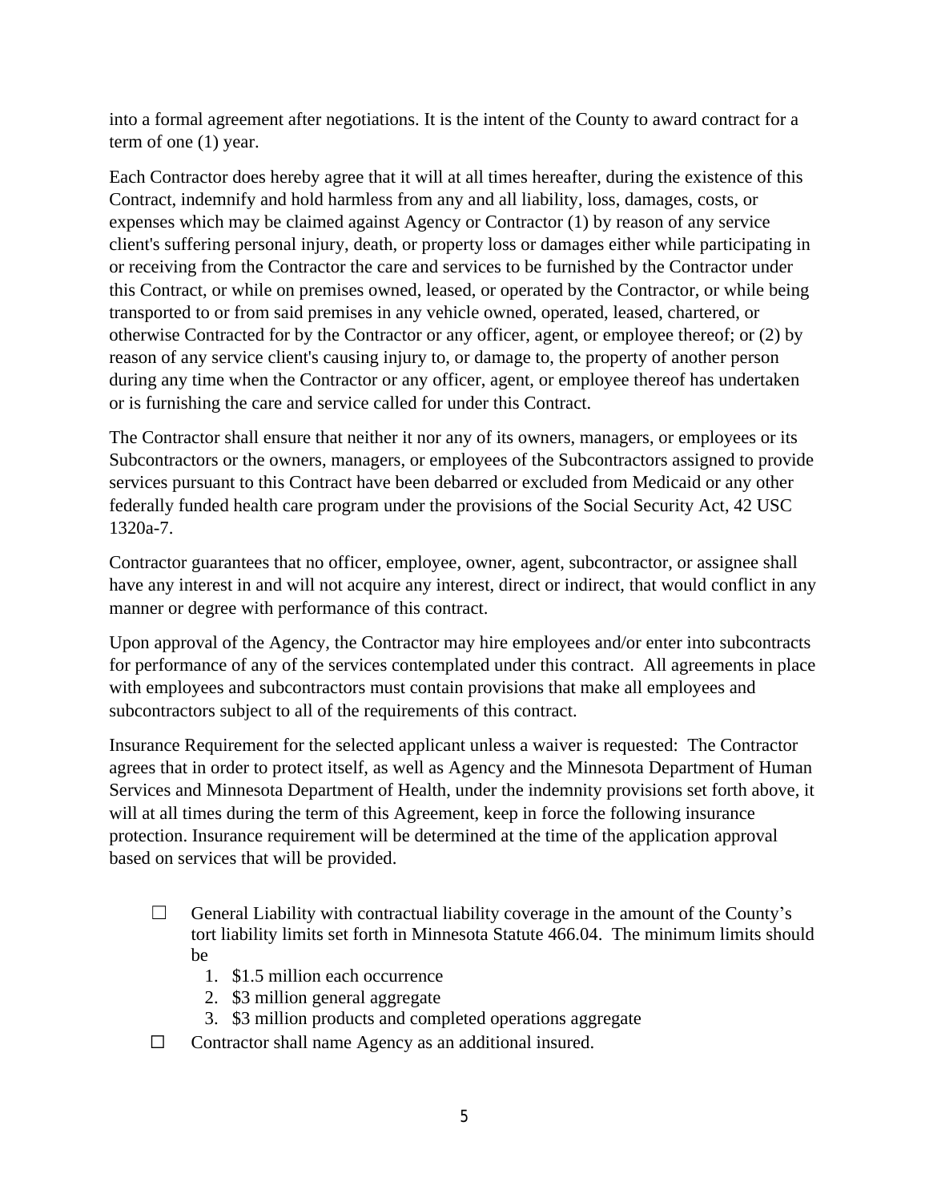into a formal agreement after negotiations. It is the intent of the County to award contract for a term of one (1) year.

Each Contractor does hereby agree that it will at all times hereafter, during the existence of this Contract, indemnify and hold harmless from any and all liability, loss, damages, costs, or expenses which may be claimed against Agency or Contractor (1) by reason of any service client's suffering personal injury, death, or property loss or damages either while participating in or receiving from the Contractor the care and services to be furnished by the Contractor under this Contract, or while on premises owned, leased, or operated by the Contractor, or while being transported to or from said premises in any vehicle owned, operated, leased, chartered, or otherwise Contracted for by the Contractor or any officer, agent, or employee thereof; or (2) by reason of any service client's causing injury to, or damage to, the property of another person during any time when the Contractor or any officer, agent, or employee thereof has undertaken or is furnishing the care and service called for under this Contract.

The Contractor shall ensure that neither it nor any of its owners, managers, or employees or its Subcontractors or the owners, managers, or employees of the Subcontractors assigned to provide services pursuant to this Contract have been debarred or excluded from Medicaid or any other federally funded health care program under the provisions of the Social Security Act, 42 USC 1320a-7.

Contractor guarantees that no officer, employee, owner, agent, subcontractor, or assignee shall have any interest in and will not acquire any interest, direct or indirect, that would conflict in any manner or degree with performance of this contract.

Upon approval of the Agency, the Contractor may hire employees and/or enter into subcontracts for performance of any of the services contemplated under this contract. All agreements in place with employees and subcontractors must contain provisions that make all employees and subcontractors subject to all of the requirements of this contract.

Insurance Requirement for the selected applicant unless a waiver is requested: The Contractor agrees that in order to protect itself, as well as Agency and the Minnesota Department of Human Services and Minnesota Department of Health, under the indemnity provisions set forth above, it will at all times during the term of this Agreement, keep in force the following insurance protection. Insurance requirement will be determined at the time of the application approval based on services that will be provided.

- ☐ General Liability with contractual liability coverage in the amount of the County's tort liability limits set forth in Minnesota Statute 466.04. The minimum limits should be
  1. $1.5 million each occurrence
  2. $3 million general aggregate
  3. $3 million products and completed operations aggregate
- ☐ Contractor shall name Agency as an additional insured.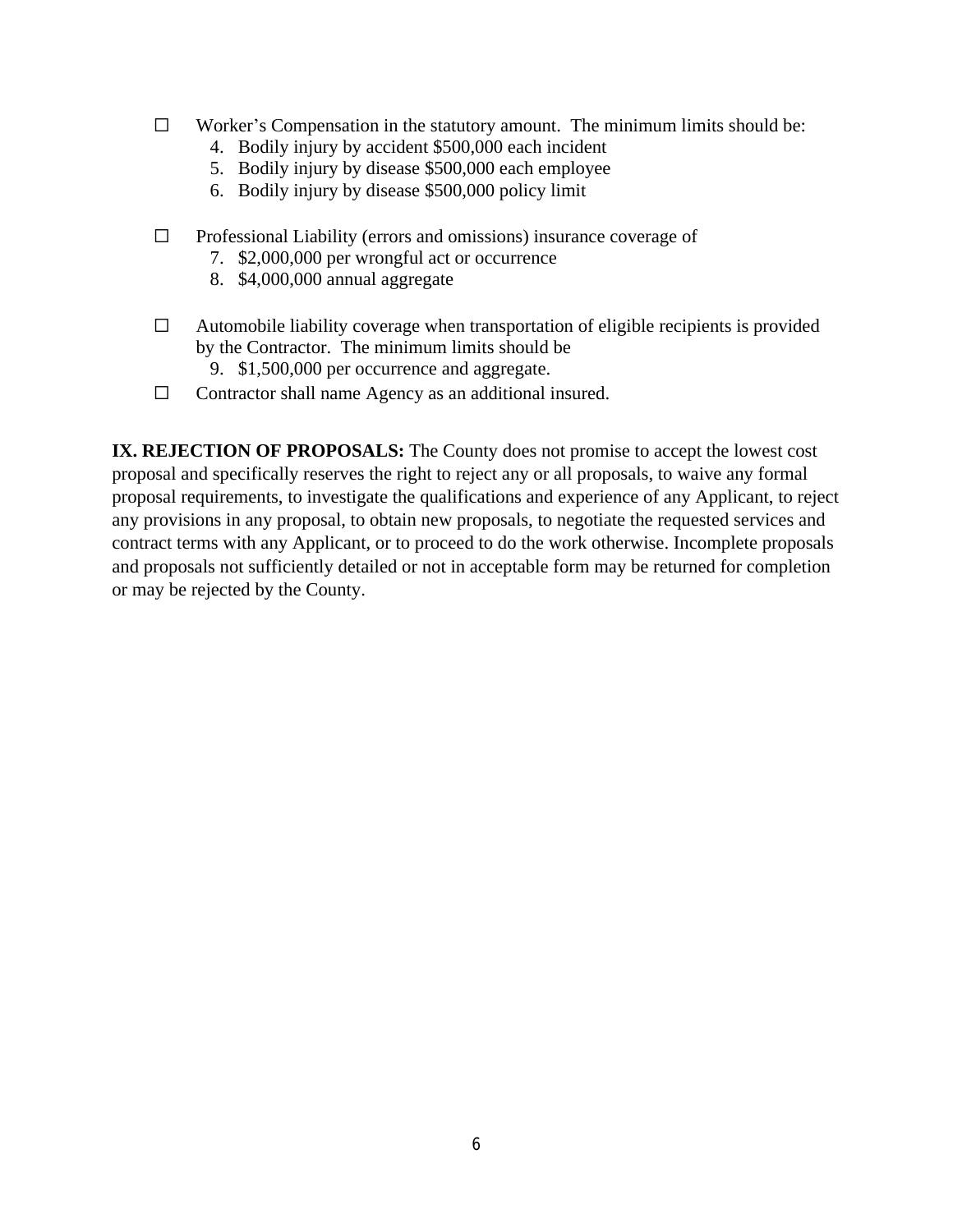- ☐ Worker's Compensation in the statutory amount. The minimum limits should be:
    4. Bodily injury by accident $500,000 each incident
    5. Bodily injury by disease $500,000 each employee
    6. Bodily injury by disease $500,000 policy limit

- ☐ Professional Liability (errors and omissions) insurance coverage of
    7. $2,000,000 per wrongful act or occurrence
    8. $4,000,000 annual aggregate

- ☐ Automobile liability coverage when transportation of eligible recipients is provided by the Contractor. The minimum limits should be
    9. $1,500,000 per occurrence and aggregate.
- ☐ Contractor shall name Agency as an additional insured.

**IX. REJECTION OF PROPOSALS:** The County does not promise to accept the lowest cost proposal and specifically reserves the right to reject any or all proposals, to waive any formal proposal requirements, to investigate the qualifications and experience of any Applicant, to reject any provisions in any proposal, to obtain new proposals, to negotiate the requested services and contract terms with any Applicant, or to proceed to do the work otherwise. Incomplete proposals and proposals not sufficiently detailed or not in acceptable form may be returned for completion or may be rejected by the County.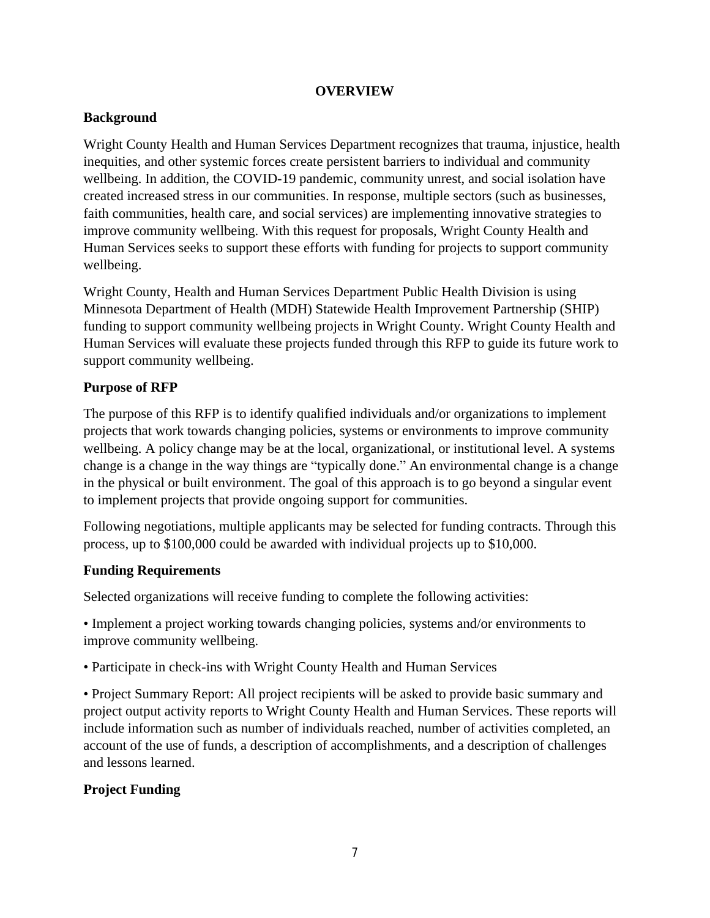# OVERVIEW

## Background

Wright County Health and Human Services Department recognizes that trauma, injustice, health inequities, and other systemic forces create persistent barriers to individual and community wellbeing. In addition, the COVID-19 pandemic, community unrest, and social isolation have created increased stress in our communities. In response, multiple sectors (such as businesses, faith communities, health care, and social services) are implementing innovative strategies to improve community wellbeing. With this request for proposals, Wright County Health and Human Services seeks to support these efforts with funding for projects to support community wellbeing.

Wright County, Health and Human Services Department Public Health Division is using Minnesota Department of Health (MDH) Statewide Health Improvement Partnership (SHIP) funding to support community wellbeing projects in Wright County. Wright County Health and Human Services will evaluate these projects funded through this RFP to guide its future work to support community wellbeing.

## Purpose of RFP

The purpose of this RFP is to identify qualified individuals and/or organizations to implement projects that work towards changing policies, systems or environments to improve community wellbeing. A policy change may be at the local, organizational, or institutional level. A systems change is a change in the way things are "typically done." An environmental change is a change in the physical or built environment. The goal of this approach is to go beyond a singular event to implement projects that provide ongoing support for communities.

Following negotiations, multiple applicants may be selected for funding contracts. Through this process, up to $100,000 could be awarded with individual projects up to $10,000.

## Funding Requirements

Selected organizations will receive funding to complete the following activities:

- Implement a project working towards changing policies, systems and/or environments to improve community wellbeing.

- Participate in check-ins with Wright County Health and Human Services

- Project Summary Report: All project recipients will be asked to provide basic summary and project output activity reports to Wright County Health and Human Services. These reports will include information such as number of individuals reached, number of activities completed, an account of the use of funds, a description of accomplishments, and a description of challenges and lessons learned.

## Project Funding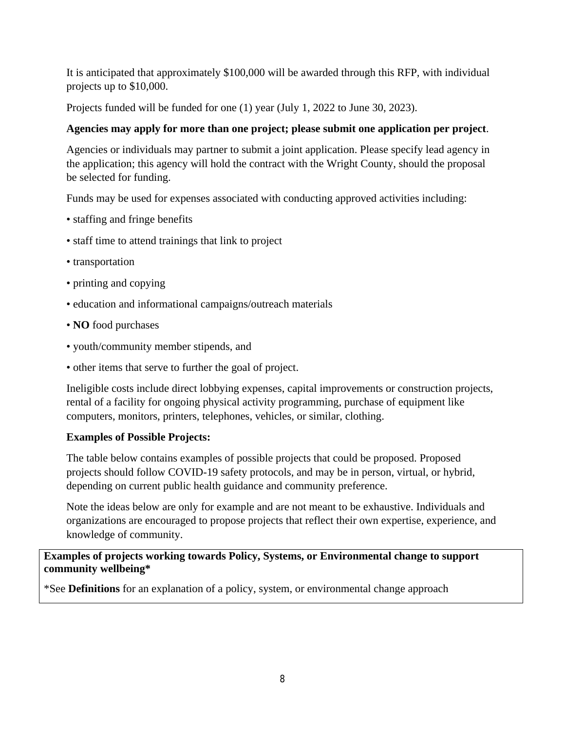It is anticipated that approximately $100,000 will be awarded through this RFP, with individual projects up to $10,000.

Projects funded will be funded for one (1) year (July 1, 2022 to June 30, 2023).

**Agencies may apply for more than one project; please submit one application per project**.

Agencies or individuals may partner to submit a joint application. Please specify lead agency in the application; this agency will hold the contract with the Wright County, should the proposal be selected for funding.

Funds may be used for expenses associated with conducting approved activities including:

- staffing and fringe benefits
- staff time to attend trainings that link to project
- transportation
- printing and copying
- education and informational campaigns/outreach materials
- **NO** food purchases
- youth/community member stipends, and
- other items that serve to further the goal of project.

Ineligible costs include direct lobbying expenses, capital improvements or construction projects, rental of a facility for ongoing physical activity programming, purchase of equipment like computers, monitors, printers, telephones, vehicles, or similar, clothing.

**Examples of Possible Projects:**

The table below contains examples of possible projects that could be proposed. Proposed projects should follow COVID-19 safety protocols, and may be in person, virtual, or hybrid, depending on current public health guidance and community preference.

Note the ideas below are only for example and are not meant to be exhaustive. Individuals and organizations are encouraged to propose projects that reflect their own expertise, experience, and knowledge of community.

| **Examples of projects working towards Policy, Systems, or Environmental change to support community wellbeing*** |
| --- |
| *See **Definitions** for an explanation of a policy, system, or environmental change approach |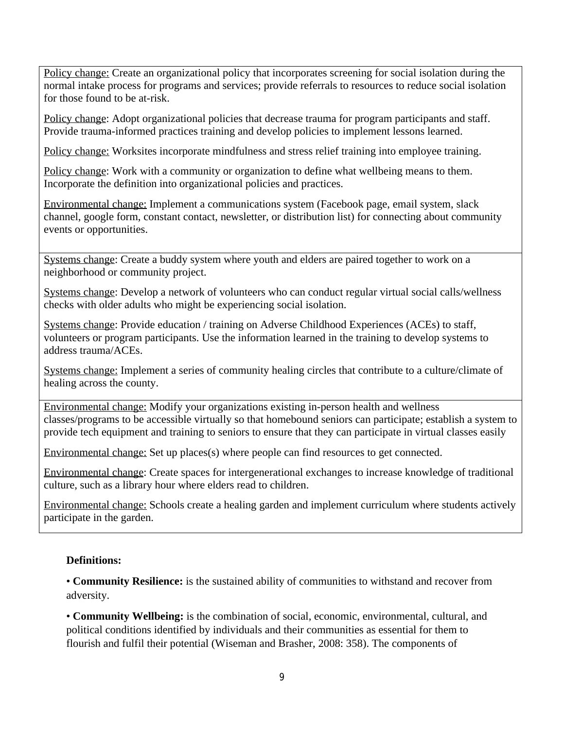Policy change: Create an organizational policy that incorporates screening for social isolation during the normal intake process for programs and services; provide referrals to resources to reduce social isolation for those found to be at-risk.

Policy change: Adopt organizational policies that decrease trauma for program participants and staff. Provide trauma-informed practices training and develop policies to implement lessons learned.

Policy change: Worksites incorporate mindfulness and stress relief training into employee training.

Policy change: Work with a community or organization to define what wellbeing means to them. Incorporate the definition into organizational policies and practices.

Environmental change: Implement a communications system (Facebook page, email system, slack channel, google form, constant contact, newsletter, or distribution list) for connecting about community events or opportunities.

Systems change: Create a buddy system where youth and elders are paired together to work on a neighborhood or community project.

Systems change: Develop a network of volunteers who can conduct regular virtual social calls/wellness checks with older adults who might be experiencing social isolation.

Systems change: Provide education / training on Adverse Childhood Experiences (ACEs) to staff, volunteers or program participants. Use the information learned in the training to develop systems to address trauma/ACEs.

Systems change: Implement a series of community healing circles that contribute to a culture/climate of healing across the county.

Environmental change: Modify your organizations existing in-person health and wellness classes/programs to be accessible virtually so that homebound seniors can participate; establish a system to provide tech equipment and training to seniors to ensure that they can participate in virtual classes easily

Environmental change: Set up places(s) where people can find resources to get connected.

Environmental change: Create spaces for intergenerational exchanges to increase knowledge of traditional culture, such as a library hour where elders read to children.

Environmental change: Schools create a healing garden and implement curriculum where students actively participate in the garden.

**Definitions:**

• **Community Resilience:** is the sustained ability of communities to withstand and recover from adversity.

• **Community Wellbeing:** is the combination of social, economic, environmental, cultural, and political conditions identified by individuals and their communities as essential for them to flourish and fulfil their potential (Wiseman and Brasher, 2008: 358). The components of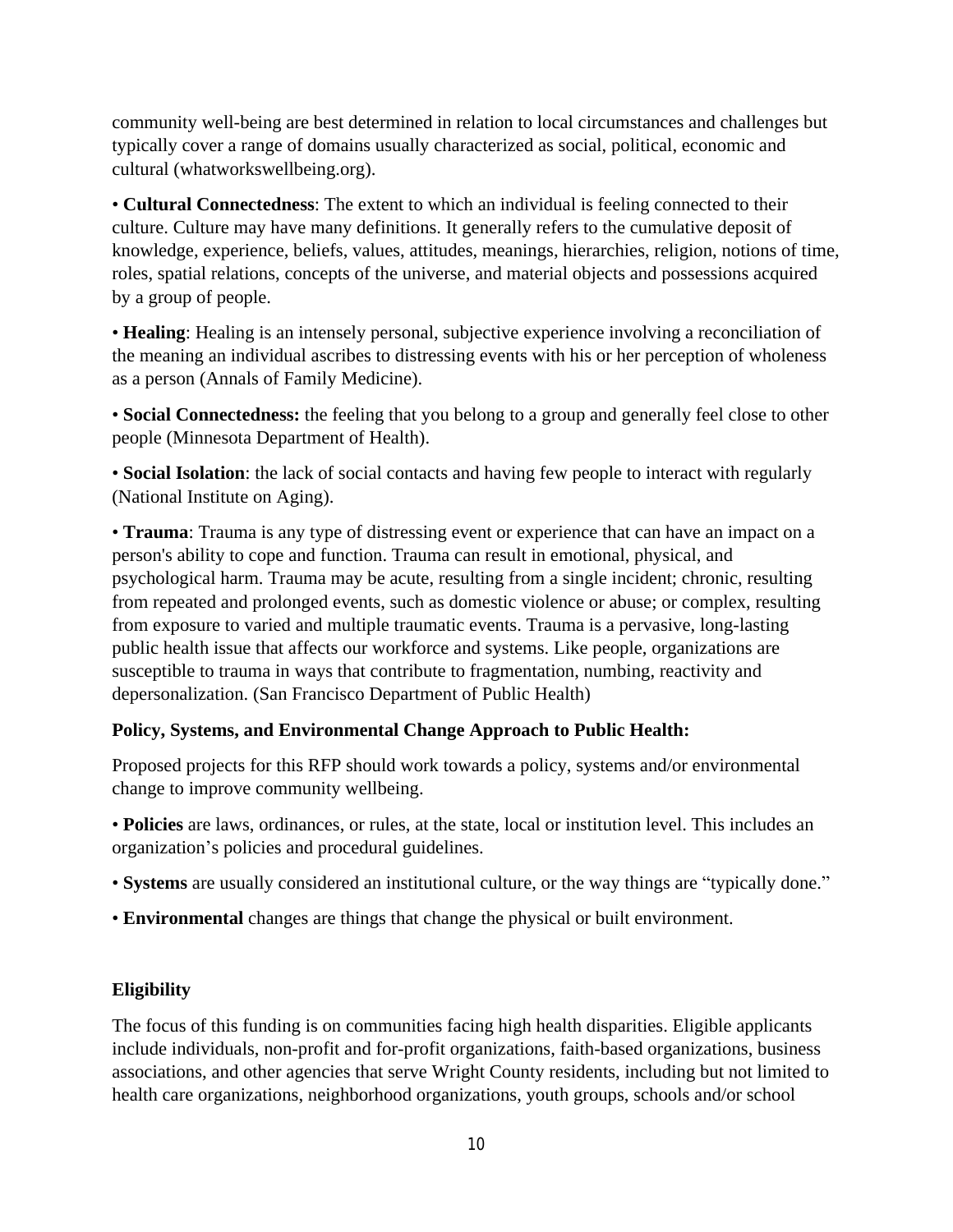community well-being are best determined in relation to local circumstances and challenges but typically cover a range of domains usually characterized as social, political, economic and cultural (whatworkswellbeing.org).

• **Cultural Connectedness**: The extent to which an individual is feeling connected to their culture. Culture may have many definitions. It generally refers to the cumulative deposit of knowledge, experience, beliefs, values, attitudes, meanings, hierarchies, religion, notions of time, roles, spatial relations, concepts of the universe, and material objects and possessions acquired by a group of people.

• **Healing**: Healing is an intensely personal, subjective experience involving a reconciliation of the meaning an individual ascribes to distressing events with his or her perception of wholeness as a person (Annals of Family Medicine).

• **Social Connectedness:** the feeling that you belong to a group and generally feel close to other people (Minnesota Department of Health).

• **Social Isolation**: the lack of social contacts and having few people to interact with regularly (National Institute on Aging).

• **Trauma**: Trauma is any type of distressing event or experience that can have an impact on a person's ability to cope and function. Trauma can result in emotional, physical, and psychological harm. Trauma may be acute, resulting from a single incident; chronic, resulting from repeated and prolonged events, such as domestic violence or abuse; or complex, resulting from exposure to varied and multiple traumatic events. Trauma is a pervasive, long-lasting public health issue that affects our workforce and systems. Like people, organizations are susceptible to trauma in ways that contribute to fragmentation, numbing, reactivity and depersonalization. (San Francisco Department of Public Health)

**Policy, Systems, and Environmental Change Approach to Public Health:**

Proposed projects for this RFP should work towards a policy, systems and/or environmental change to improve community wellbeing.

• **Policies** are laws, ordinances, or rules, at the state, local or institution level. This includes an organization's policies and procedural guidelines.

• **Systems** are usually considered an institutional culture, or the way things are "typically done."

• **Environmental** changes are things that change the physical or built environment.

**Eligibility**

The focus of this funding is on communities facing high health disparities. Eligible applicants include individuals, non-profit and for-profit organizations, faith-based organizations, business associations, and other agencies that serve Wright County residents, including but not limited to health care organizations, neighborhood organizations, youth groups, schools and/or school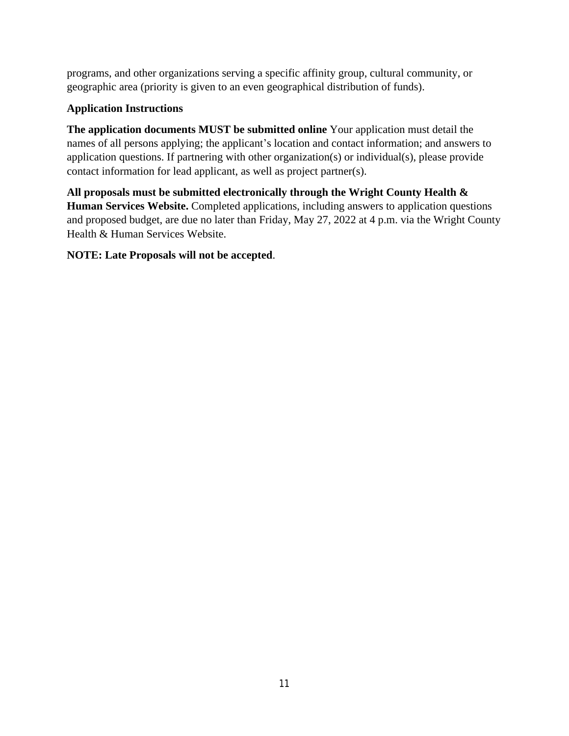programs, and other organizations serving a specific affinity group, cultural community, or geographic area (priority is given to an even geographical distribution of funds).

**Application Instructions**

**The application documents MUST be submitted online** Your application must detail the names of all persons applying; the applicant's location and contact information; and answers to application questions. If partnering with other organization(s) or individual(s), please provide contact information for lead applicant, as well as project partner(s).

**All proposals must be submitted electronically through the Wright County Health & Human Services Website.** Completed applications, including answers to application questions and proposed budget, are due no later than Friday, May 27, 2022 at 4 p.m. via the Wright County Health & Human Services Website.

**NOTE: Late Proposals will not be accepted**.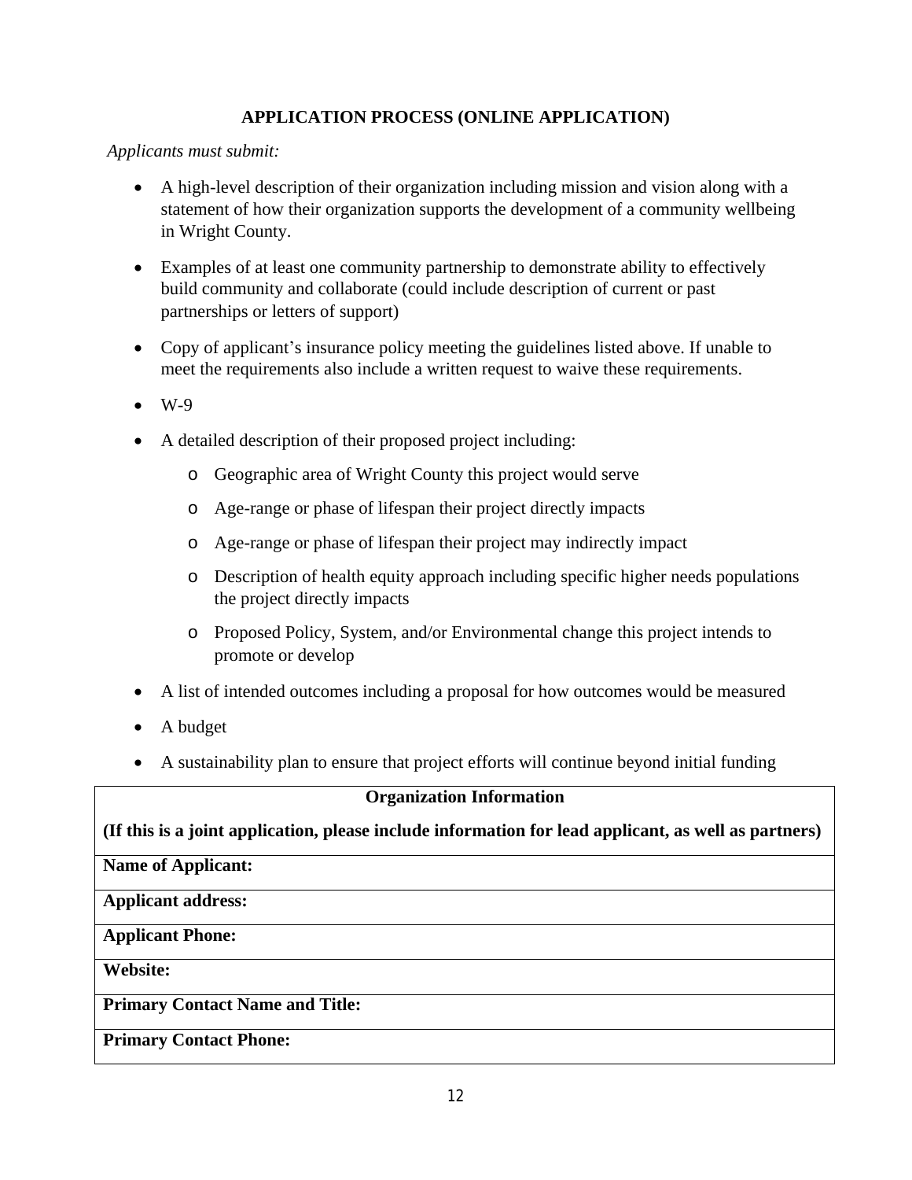## APPLICATION PROCESS (ONLINE APPLICATION)

*Applicants must submit:*

- A high-level description of their organization including mission and vision along with a statement of how their organization supports the development of a community wellbeing in Wright County.
- Examples of at least one community partnership to demonstrate ability to effectively build community and collaborate (could include description of current or past partnerships or letters of support)
- Copy of applicant's insurance policy meeting the guidelines listed above. If unable to meet the requirements also include a written request to waive these requirements.
- W-9
- A detailed description of their proposed project including:
  - Geographic area of Wright County this project would serve
  - Age-range or phase of lifespan their project directly impacts
  - Age-range or phase of lifespan their project may indirectly impact
  - Description of health equity approach including specific higher needs populations the project directly impacts
  - Proposed Policy, System, and/or Environmental change this project intends to promote or develop
- A list of intended outcomes including a proposal for how outcomes would be measured
- A budget
- A sustainability plan to ensure that project efforts will continue beyond initial funding

| **Organization Information**<br>**(If this is a joint application, please include information for lead applicant, as well as partners)** |
|---|
| **Name of Applicant:** |
| **Applicant address:** |
| **Applicant Phone:** |
| **Website:** |
| **Primary Contact Name and Title:** |
| **Primary Contact Phone:** |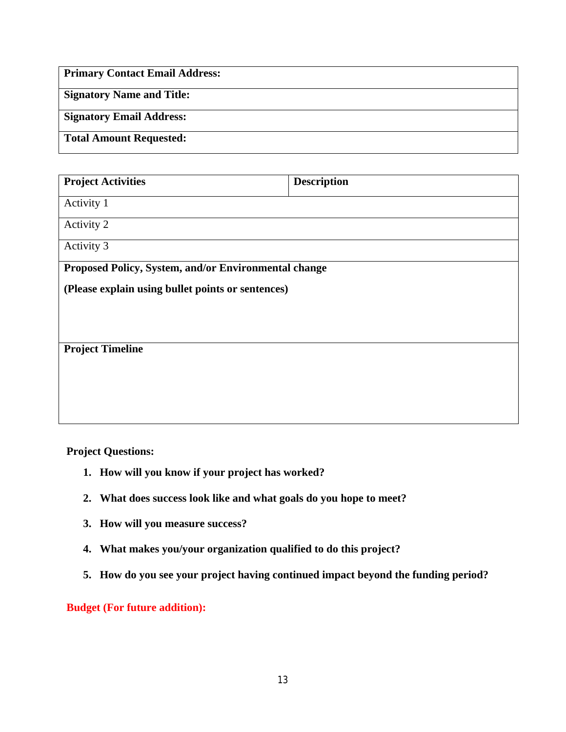| | |
|---|---|
| **Primary Contact Email Address:** | |
| **Signatory Name and Title:** | |
| **Signatory Email Address:** | |
| **Total Amount Requested:** | |

| **Project Activities** | **Description** |
|---|---|
| Activity 1 | |
| Activity 2 | |
| Activity 3 | |
| **Proposed Policy, System, and/or Environmental change** **(Please explain using bullet points or sentences)** | |
| **Project Timeline** | |

**Project Questions:**

1. **How will you know if your project has worked?**
2. **What does success look like and what goals do you hope to meet?**
3. **How will you measure success?**
4. **What makes you/your organization qualified to do this project?**
5. **How do you see your project having continued impact beyond the funding period?**

**Budget (For future addition):**